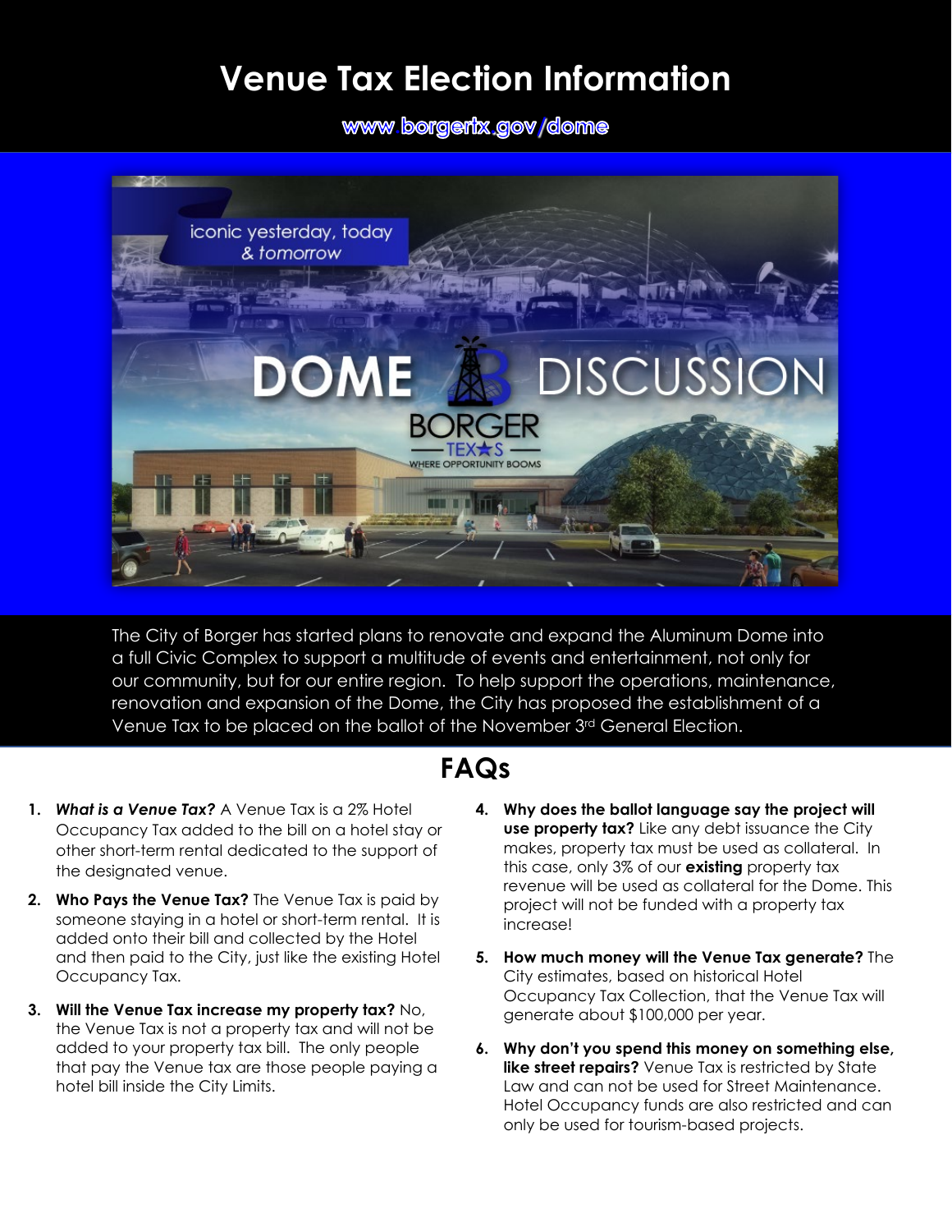# Venue Tax Election Information

www.borgertx.gov/dome

The City of Borger has started plans to renovate and expand the Aluminum Dome into a full Civic Complex to support a multitude of events and entertainment, not only for our community, but for our entire region. To help support the operations, maintenance, renovation and expansion of the Dome, the City has proposed the establishment of a Venue Tax to be placed on the ballot of the November 3rd General Election.

## FAQs

1. ***What is a Venue Tax?*** A Venue Tax is a 2% Hotel Occupancy Tax added to the bill on a hotel stay or other short-term rental dedicated to the support of the designated venue.

2. **Who Pays the Venue Tax?** The Venue Tax is paid by someone staying in a hotel or short-term rental. It is added onto their bill and collected by the Hotel and then paid to the City, just like the existing Hotel Occupancy Tax.

3. **Will the Venue Tax increase my property tax?** No, the Venue Tax is not a property tax and will not be added to your property tax bill. The only people that pay the Venue tax are those people paying a hotel bill inside the City Limits.

4. **Why does the ballot language say the project will use property tax?** Like any debt issuance the City makes, property tax must be used as collateral. In this case, only 3% of our **existing** property tax revenue will be used as collateral for the Dome. This project will not be funded with a property tax increase!

5. **How much money will the Venue Tax generate?** The City estimates, based on historical Hotel Occupancy Tax Collection, that the Venue Tax will generate about $100,000 per year.

6. **Why don't you spend this money on something else, like street repairs?** Venue Tax is restricted by State Law and can not be used for Street Maintenance. Hotel Occupancy funds are also restricted and can only be used for tourism-based projects.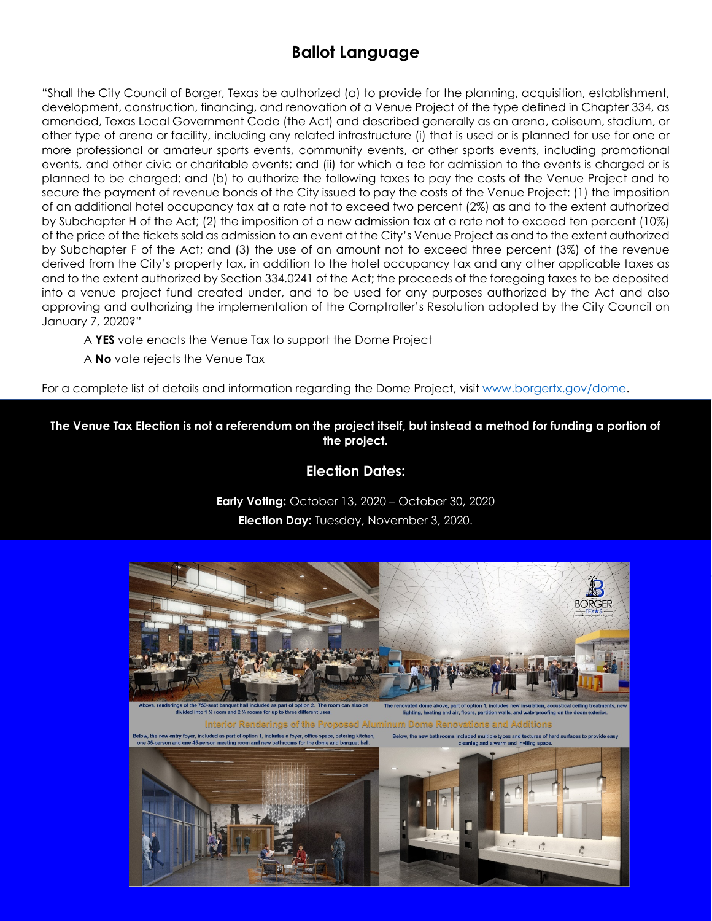# Ballot Language

"Shall the City Council of Borger, Texas be authorized (a) to provide for the planning, acquisition, establishment, development, construction, financing, and renovation of a Venue Project of the type defined in Chapter 334, as amended, Texas Local Government Code (the Act) and described generally as an arena, coliseum, stadium, or other type of arena or facility, including any related infrastructure (i) that is used or is planned for use for one or more professional or amateur sports events, community events, or other sports events, including promotional events, and other civic or charitable events; and (ii) for which a fee for admission to the events is charged or is planned to be charged; and (b) to authorize the following taxes to pay the costs of the Venue Project and to secure the payment of revenue bonds of the City issued to pay the costs of the Venue Project: (1) the imposition of an additional hotel occupancy tax at a rate not to exceed two percent (2%) as and to the extent authorized by Subchapter H of the Act; (2) the imposition of a new admission tax at a rate not to exceed ten percent (10%) of the price of the tickets sold as admission to an event at the City's Venue Project as and to the extent authorized by Subchapter F of the Act; and (3) the use of an amount not to exceed three percent (3%) of the revenue derived from the City's property tax, in addition to the hotel occupancy tax and any other applicable taxes as and to the extent authorized by Section 334.0241 of the Act; the proceeds of the foregoing taxes to be deposited into a venue project fund created under, and to be used for any purposes authorized by the Act and also approving and authorizing the implementation of the Comptroller's Resolution adopted by the City Council on January 7, 2020?"

A **YES** vote enacts the Venue Tax to support the Dome Project

A **No** vote rejects the Venue Tax

For a complete list of details and information regarding the Dome Project, visit www.borgertx.gov/dome.

**The Venue Tax Election is not a referendum on the project itself, but instead a method for funding a portion of the project.**

## Election Dates:

**Early Voting:** October 13, 2020 – October 30, 2020

**Election Day:** Tuesday, November 3, 2020.

Above, renderings of the 750-seat banquet hall included as part of option 2. The room can also be divided into 1 ½ room and 2 ¾ rooms for up to three different uses.

The renovated dome above, part of option 1, includes new insulation, acoustical ceiling treatments, new lighting, heating and air, floors, partition walls, and waterproofing on the doom exterior.

Interior Renderings of the Proposed Aluminum Dome Renovations and Additions

Below, the new entry foyer, included as part of option 1, includes a foyer, office space, catering kitchen, one 35-person and one 45-person meeting room and new bathrooms for the dome and banquet hall.

Below, the new bathrooms included multiple types and textures of hard surfaces to provide easy cleaning and a warm and inviting space.